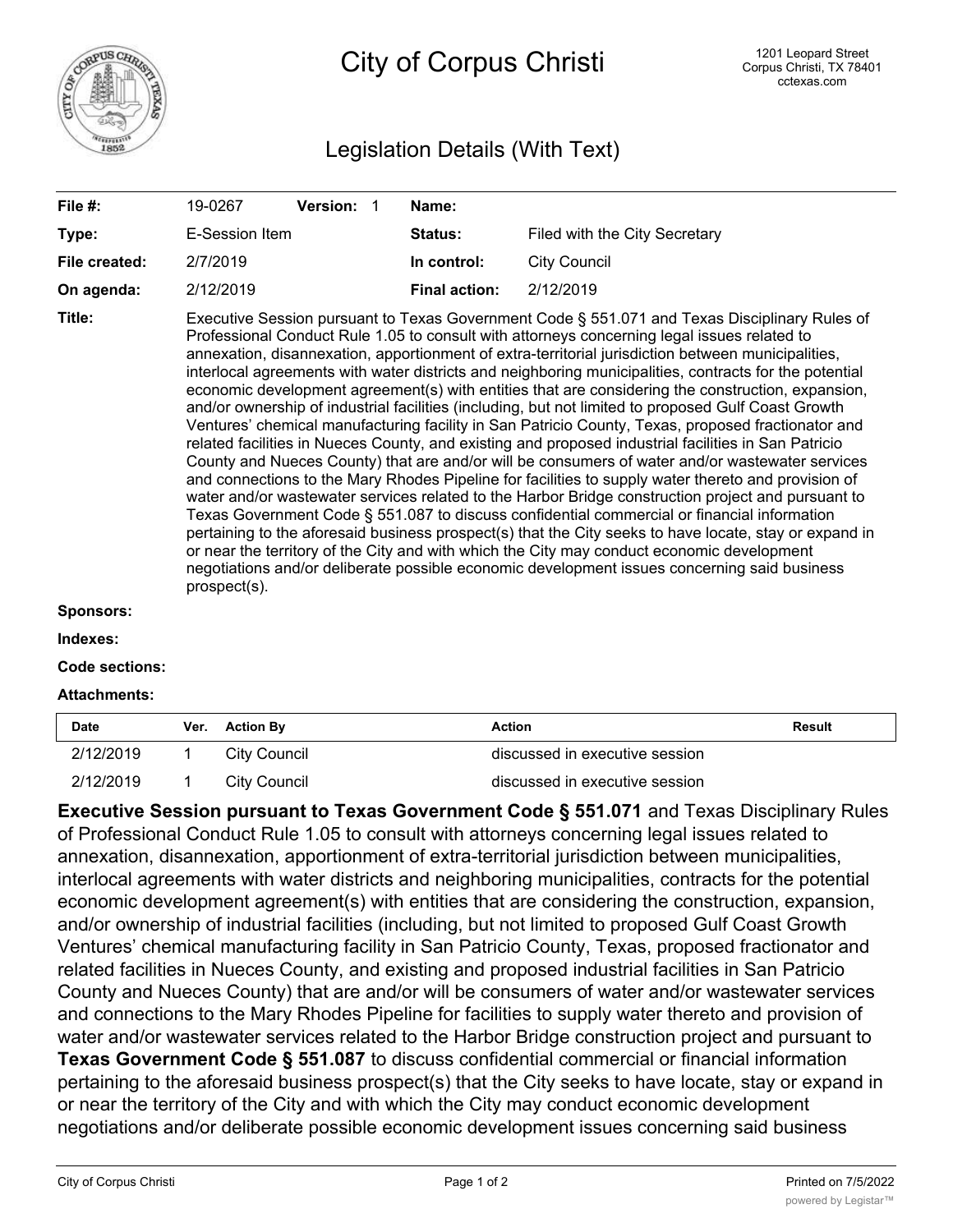# City of Corpus Christi

1201 Leopard Street
Corpus Christi, TX 78401
cctexas.com

## Legislation Details (With Text)

| | | | |
|---|---|---|---|
| **File #:** | 19-0267 **Version:** 1 | **Name:** | |
| **Type:** | E-Session Item | **Status:** | Filed with the City Secretary |
| **File created:** | 2/7/2019 | **In control:** | City Council |
| **On agenda:** | 2/12/2019 | **Final action:** | 2/12/2019 |

**Title:** Executive Session pursuant to Texas Government Code § 551.071 and Texas Disciplinary Rules of Professional Conduct Rule 1.05 to consult with attorneys concerning legal issues related to annexation, disannexation, apportionment of extra-territorial jurisdiction between municipalities, interlocal agreements with water districts and neighboring municipalities, contracts for the potential economic development agreement(s) with entities that are considering the construction, expansion, and/or ownership of industrial facilities (including, but not limited to proposed Gulf Coast Growth Ventures' chemical manufacturing facility in San Patricio County, Texas, proposed fractionator and related facilities in Nueces County, and existing and proposed industrial facilities in San Patricio County and Nueces County) that are and/or will be consumers of water and/or wastewater services and connections to the Mary Rhodes Pipeline for facilities to supply water thereto and provision of water and/or wastewater services related to the Harbor Bridge construction project and pursuant to Texas Government Code § 551.087 to discuss confidential commercial or financial information pertaining to the aforesaid business prospect(s) that the City seeks to have locate, stay or expand in or near the territory of the City and with which the City may conduct economic development negotiations and/or deliberate possible economic development issues concerning said business prospect(s).

**Sponsors:**

**Indexes:**

**Code sections:**

**Attachments:**

| Date | Ver. | Action By | Action | Result |
|---|---|---|---|---|
| 2/12/2019 | 1 | City Council | discussed in executive session | |
| 2/12/2019 | 1 | City Council | discussed in executive session | |

**Executive Session pursuant to Texas Government Code § 551.071** and Texas Disciplinary Rules of Professional Conduct Rule 1.05 to consult with attorneys concerning legal issues related to annexation, disannexation, apportionment of extra-territorial jurisdiction between municipalities, interlocal agreements with water districts and neighboring municipalities, contracts for the potential economic development agreement(s) with entities that are considering the construction, expansion, and/or ownership of industrial facilities (including, but not limited to proposed Gulf Coast Growth Ventures' chemical manufacturing facility in San Patricio County, Texas, proposed fractionator and related facilities in Nueces County, and existing and proposed industrial facilities in San Patricio County and Nueces County) that are and/or will be consumers of water and/or wastewater services and connections to the Mary Rhodes Pipeline for facilities to supply water thereto and provision of water and/or wastewater services related to the Harbor Bridge construction project and pursuant to **Texas Government Code § 551.087** to discuss confidential commercial or financial information pertaining to the aforesaid business prospect(s) that the City seeks to have locate, stay or expand in or near the territory of the City and with which the City may conduct economic development negotiations and/or deliberate possible economic development issues concerning said business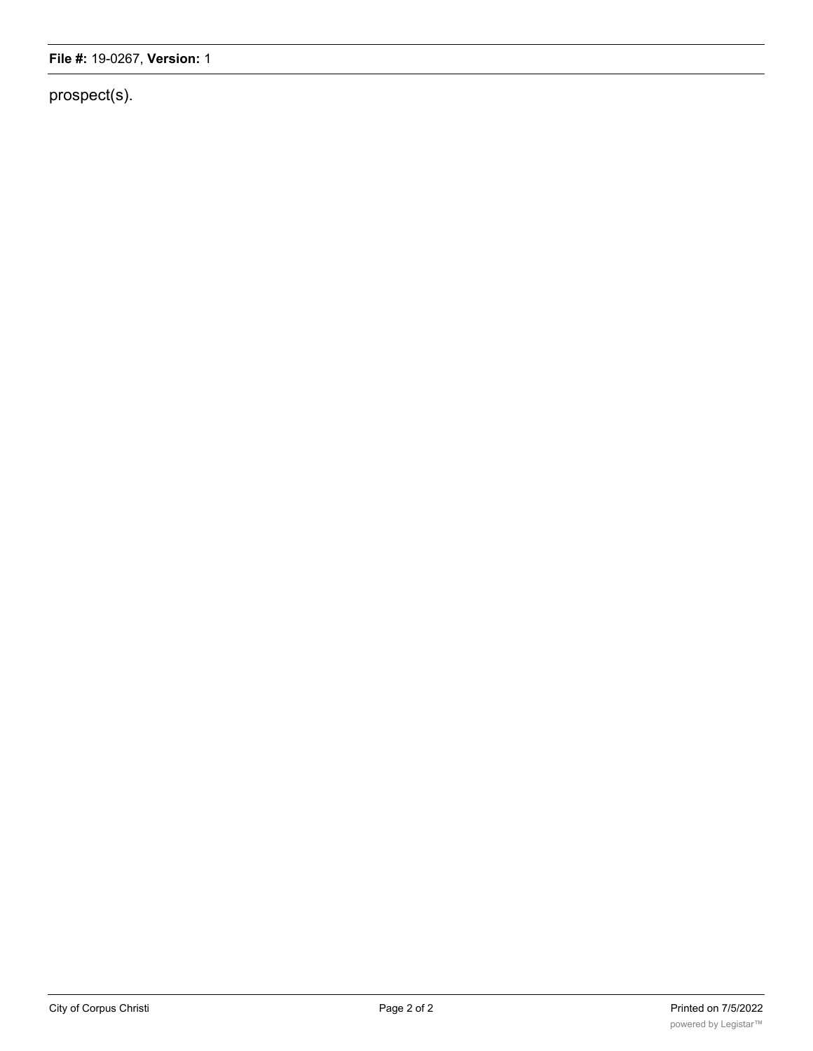prospect(s).